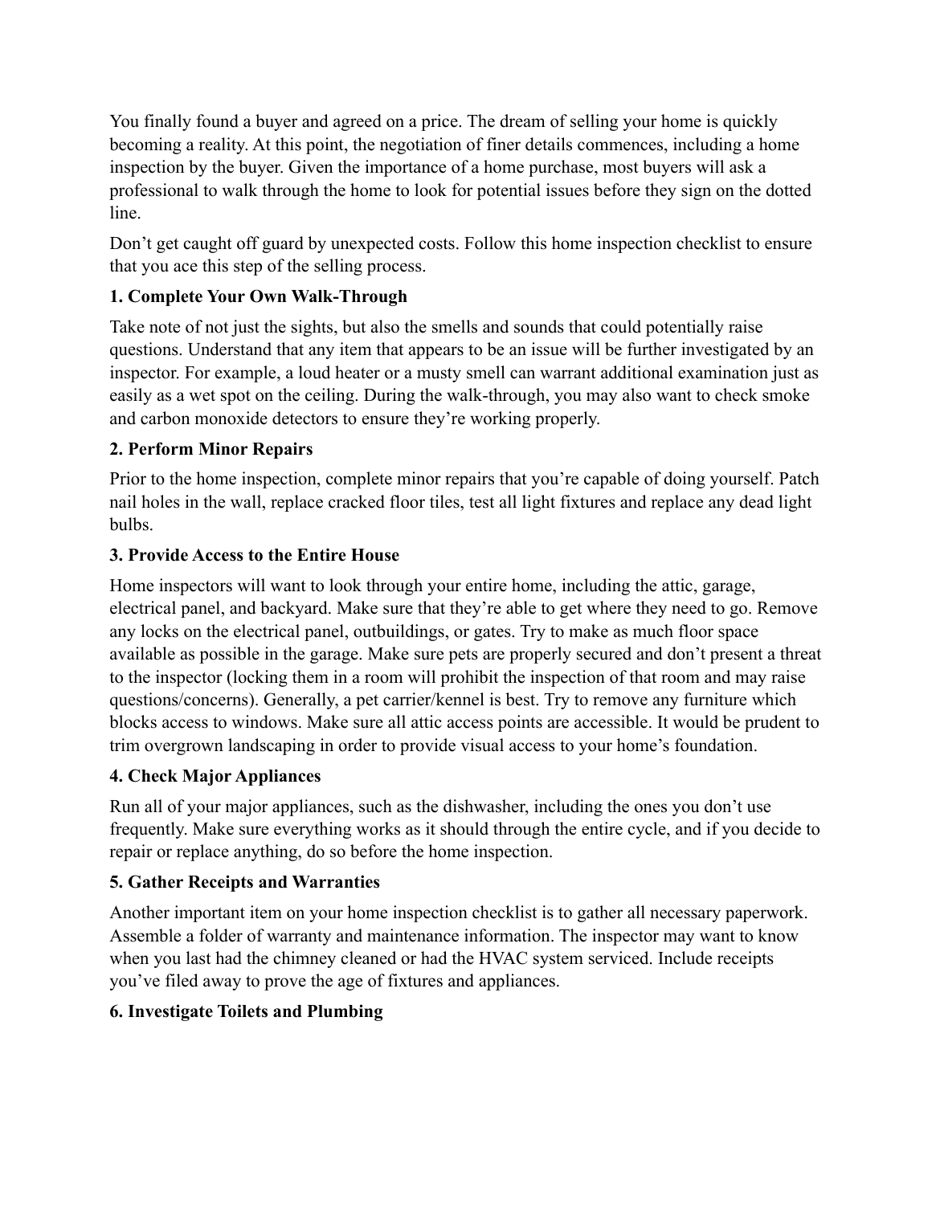You finally found a buyer and agreed on a price. The dream of selling your home is quickly becoming a reality. At this point, the negotiation of finer details commences, including a home inspection by the buyer. Given the importance of a home purchase, most buyers will ask a professional to walk through the home to look for potential issues before they sign on the dotted line.

Don't get caught off guard by unexpected costs. Follow this home inspection checklist to ensure that you ace this step of the selling process.

**1. Complete Your Own Walk-Through**

Take note of not just the sights, but also the smells and sounds that could potentially raise questions. Understand that any item that appears to be an issue will be further investigated by an inspector. For example, a loud heater or a musty smell can warrant additional examination just as easily as a wet spot on the ceiling. During the walk-through, you may also want to check smoke and carbon monoxide detectors to ensure they're working properly.

**2. Perform Minor Repairs**

Prior to the home inspection, complete minor repairs that you're capable of doing yourself. Patch nail holes in the wall, replace cracked floor tiles, test all light fixtures and replace any dead light bulbs.

**3. Provide Access to the Entire House**

Home inspectors will want to look through your entire home, including the attic, garage, electrical panel, and backyard. Make sure that they're able to get where they need to go. Remove any locks on the electrical panel, outbuildings, or gates. Try to make as much floor space available as possible in the garage. Make sure pets are properly secured and don't present a threat to the inspector (locking them in a room will prohibit the inspection of that room and may raise questions/concerns). Generally, a pet carrier/kennel is best. Try to remove any furniture which blocks access to windows. Make sure all attic access points are accessible. It would be prudent to trim overgrown landscaping in order to provide visual access to your home's foundation.

**4. Check Major Appliances**

Run all of your major appliances, such as the dishwasher, including the ones you don't use frequently. Make sure everything works as it should through the entire cycle, and if you decide to repair or replace anything, do so before the home inspection.

**5. Gather Receipts and Warranties**

Another important item on your home inspection checklist is to gather all necessary paperwork. Assemble a folder of warranty and maintenance information. The inspector may want to know when you last had the chimney cleaned or had the HVAC system serviced. Include receipts you've filed away to prove the age of fixtures and appliances.

**6. Investigate Toilets and Plumbing**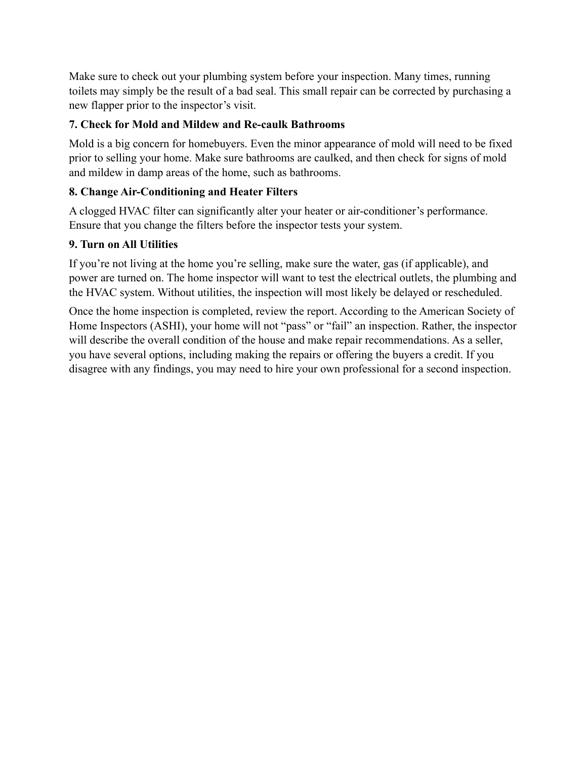Make sure to check out your plumbing system before your inspection. Many times, running toilets may simply be the result of a bad seal. This small repair can be corrected by purchasing a new flapper prior to the inspector's visit.

**7. Check for Mold and Mildew and Re-caulk Bathrooms**

Mold is a big concern for homebuyers. Even the minor appearance of mold will need to be fixed prior to selling your home. Make sure bathrooms are caulked, and then check for signs of mold and mildew in damp areas of the home, such as bathrooms.

**8. Change Air-Conditioning and Heater Filters**

A clogged HVAC filter can significantly alter your heater or air-conditioner's performance. Ensure that you change the filters before the inspector tests your system.

**9. Turn on All Utilities**

If you're not living at the home you're selling, make sure the water, gas (if applicable), and power are turned on. The home inspector will want to test the electrical outlets, the plumbing and the HVAC system. Without utilities, the inspection will most likely be delayed or rescheduled.

Once the home inspection is completed, review the report. According to the American Society of Home Inspectors (ASHI), your home will not "pass" or "fail" an inspection. Rather, the inspector will describe the overall condition of the house and make repair recommendations. As a seller, you have several options, including making the repairs or offering the buyers a credit. If you disagree with any findings, you may need to hire your own professional for a second inspection.